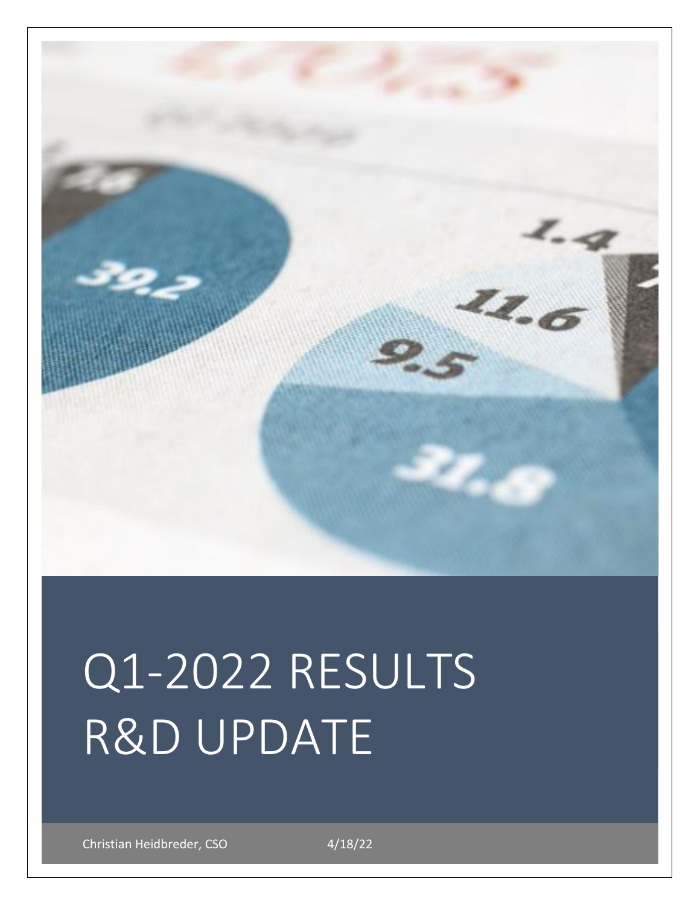# Q1-2022 RESULTS R&D UPDATE

Christian Heidbreder, CSO

4/18/22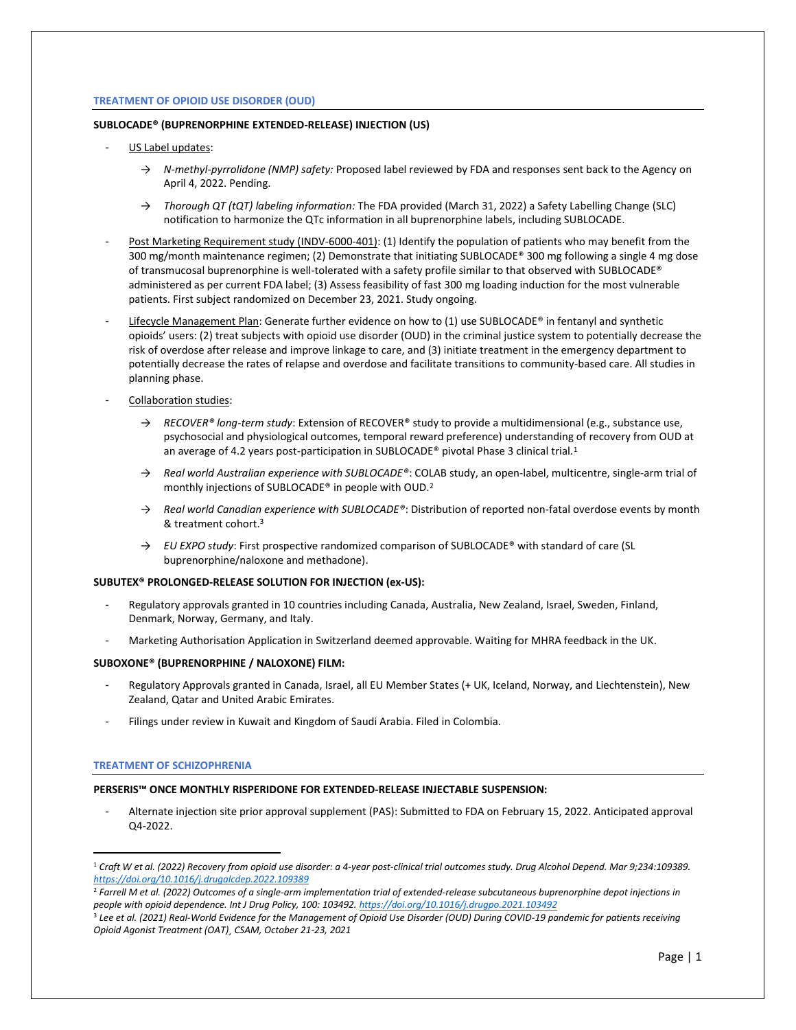## TREATMENT OF OPIOID USE DISORDER (OUD)

### SUBLOCADE® (BUPRENORPHINE EXTENDED-RELEASE) INJECTION (US)

- US Label updates:
  - → *N-methyl-pyrrolidone (NMP) safety:* Proposed label reviewed by FDA and responses sent back to the Agency on April 4, 2022. Pending.
  - → *Thorough QT (tQT) labeling information:* The FDA provided (March 31, 2022) a Safety Labelling Change (SLC) notification to harmonize the QTc information in all buprenorphine labels, including SUBLOCADE.
- Post Marketing Requirement study (INDV-6000-401): (1) Identify the population of patients who may benefit from the 300 mg/month maintenance regimen; (2) Demonstrate that initiating SUBLOCADE® 300 mg following a single 4 mg dose of transmucosal buprenorphine is well-tolerated with a safety profile similar to that observed with SUBLOCADE® administered as per current FDA label; (3) Assess feasibility of fast 300 mg loading induction for the most vulnerable patients. First subject randomized on December 23, 2021. Study ongoing.
- Lifecycle Management Plan: Generate further evidence on how to (1) use SUBLOCADE® in fentanyl and synthetic opioids' users: (2) treat subjects with opioid use disorder (OUD) in the criminal justice system to potentially decrease the risk of overdose after release and improve linkage to care, and (3) initiate treatment in the emergency department to potentially decrease the rates of relapse and overdose and facilitate transitions to community-based care. All studies in planning phase.
- Collaboration studies:
  - → *RECOVER® long-term study*: Extension of RECOVER® study to provide a multidimensional (e.g., substance use, psychosocial and physiological outcomes, temporal reward preference) understanding of recovery from OUD at an average of 4.2 years post-participation in SUBLOCADE® pivotal Phase 3 clinical trial.[1]
  - → *Real world Australian experience with SUBLOCADE®*: COLAB study, an open-label, multicentre, single-arm trial of monthly injections of SUBLOCADE® in people with OUD.[2]
  - → *Real world Canadian experience with SUBLOCADE®*: Distribution of reported non-fatal overdose events by month & treatment cohort.[3]
  - → *EU EXPO study*: First prospective randomized comparison of SUBLOCADE® with standard of care (SL buprenorphine/naloxone and methadone).

### SUBUTEX® PROLONGED-RELEASE SOLUTION FOR INJECTION (ex-US):

- Regulatory approvals granted in 10 countries including Canada, Australia, New Zealand, Israel, Sweden, Finland, Denmark, Norway, Germany, and Italy.
- Marketing Authorisation Application in Switzerland deemed approvable. Waiting for MHRA feedback in the UK.

### SUBOXONE® (BUPRENORPHINE / NALOXONE) FILM:

- Regulatory Approvals granted in Canada, Israel, all EU Member States (+ UK, Iceland, Norway, and Liechtenstein), New Zealand, Qatar and United Arabic Emirates.
- Filings under review in Kuwait and Kingdom of Saudi Arabia. Filed in Colombia.

## TREATMENT OF SCHIZOPHRENIA

### PERSERIS™ ONCE MONTHLY RISPERIDONE FOR EXTENDED-RELEASE INJECTABLE SUSPENSION:

- Alternate injection site prior approval supplement (PAS): Submitted to FDA on February 15, 2022. Anticipated approval Q4-2022.

---

[1] *Craft W et al. (2022) Recovery from opioid use disorder: a 4-year post-clinical trial outcomes study. Drug Alcohol Depend. Mar 9;234:109389. https://doi.org/10.1016/j.drugalcdep.2022.109389*

[2] *Farrell M et al. (2022) Outcomes of a single-arm implementation trial of extended-release subcutaneous buprenorphine depot injections in people with opioid dependence. Int J Drug Policy, 100: 103492. https://doi.org/10.1016/j.drugpo.2021.103492*

[3] *Lee et al. (2021) Real-World Evidence for the Management of Opioid Use Disorder (OUD) During COVID-19 pandemic for patients receiving Opioid Agonist Treatment (OAT), CSAM, October 21-23, 2021*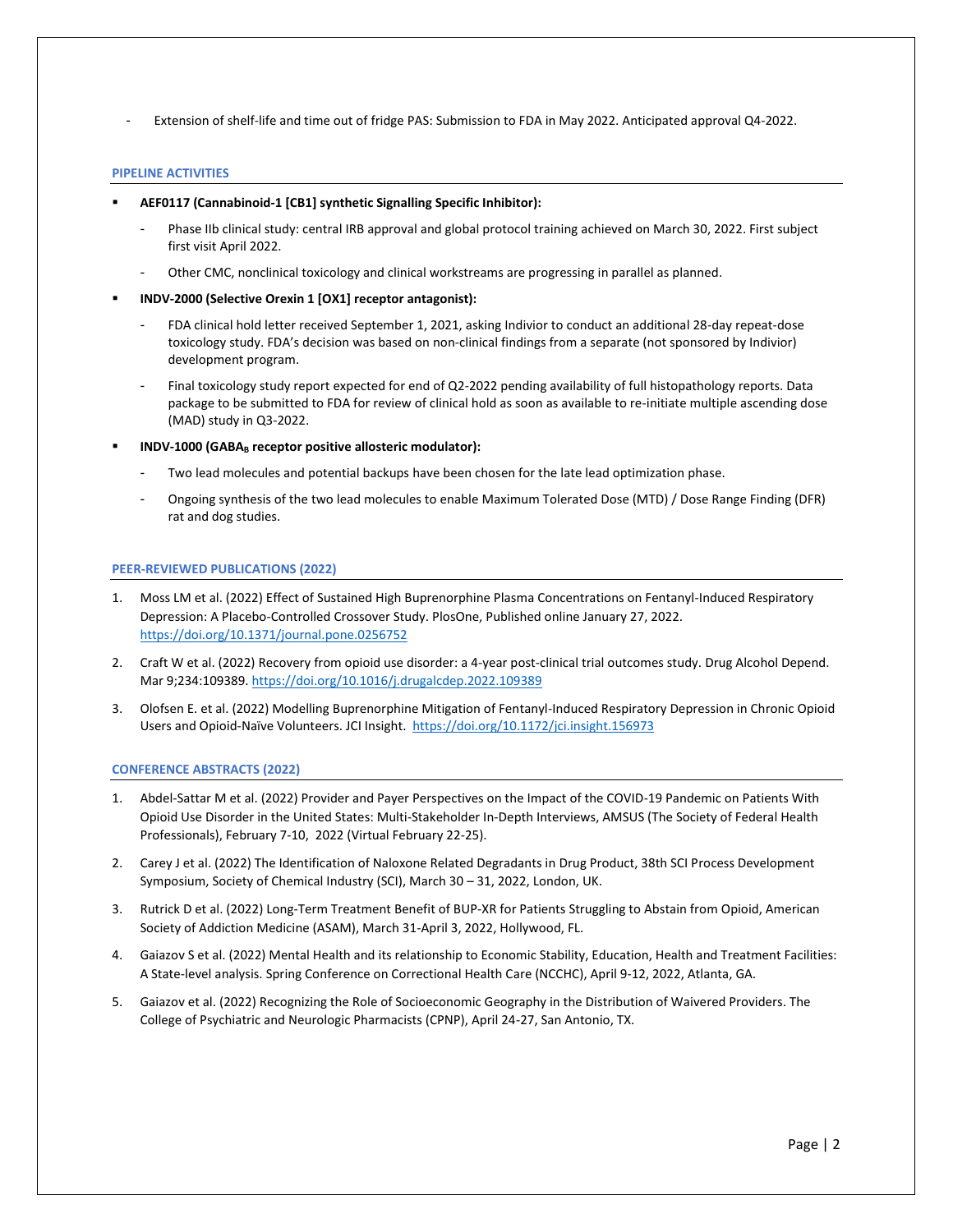- Extension of shelf-life and time out of fridge PAS: Submission to FDA in May 2022. Anticipated approval Q4-2022.

## PIPELINE ACTIVITIES

- **AEF0117 (Cannabinoid-1 [CB1] synthetic Signalling Specific Inhibitor):**
  - Phase IIb clinical study: central IRB approval and global protocol training achieved on March 30, 2022. First subject first visit April 2022.
  - Other CMC, nonclinical toxicology and clinical workstreams are progressing in parallel as planned.
- **INDV-2000 (Selective Orexin 1 [OX1] receptor antagonist):**
  - FDA clinical hold letter received September 1, 2021, asking Indivior to conduct an additional 28-day repeat-dose toxicology study. FDA's decision was based on non-clinical findings from a separate (not sponsored by Indivior) development program.
  - Final toxicology study report expected for end of Q2-2022 pending availability of full histopathology reports. Data package to be submitted to FDA for review of clinical hold as soon as available to re-initiate multiple ascending dose (MAD) study in Q3-2022.
- **INDV-1000 ($GABA_B$ receptor positive allosteric modulator):**
  - Two lead molecules and potential backups have been chosen for the late lead optimization phase.
  - Ongoing synthesis of the two lead molecules to enable Maximum Tolerated Dose (MTD) / Dose Range Finding (DFR) rat and dog studies.

## PEER-REVIEWED PUBLICATIONS (2022)

1. Moss LM et al. (2022) Effect of Sustained High Buprenorphine Plasma Concentrations on Fentanyl-Induced Respiratory Depression: A Placebo-Controlled Crossover Study. PlosOne, Published online January 27, 2022. https://doi.org/10.1371/journal.pone.0256752
2. Craft W et al. (2022) Recovery from opioid use disorder: a 4-year post-clinical trial outcomes study. Drug Alcohol Depend. Mar 9;234:109389. https://doi.org/10.1016/j.drugalcdep.2022.109389
3. Olofsen E. et al. (2022) Modelling Buprenorphine Mitigation of Fentanyl-Induced Respiratory Depression in Chronic Opioid Users and Opioid-Naïve Volunteers. JCI Insight. https://doi.org/10.1172/jci.insight.156973

## CONFERENCE ABSTRACTS (2022)

1. Abdel-Sattar M et al. (2022) Provider and Payer Perspectives on the Impact of the COVID-19 Pandemic on Patients With Opioid Use Disorder in the United States: Multi-Stakeholder In-Depth Interviews, AMSUS (The Society of Federal Health Professionals), February 7-10, 2022 (Virtual February 22-25).
2. Carey J et al. (2022) The Identification of Naloxone Related Degradants in Drug Product, 38th SCI Process Development Symposium, Society of Chemical Industry (SCI), March 30 – 31, 2022, London, UK.
3. Rutrick D et al. (2022) Long-Term Treatment Benefit of BUP-XR for Patients Struggling to Abstain from Opioid, American Society of Addiction Medicine (ASAM), March 31-April 3, 2022, Hollywood, FL.
4. Gaiazov S et al. (2022) Mental Health and its relationship to Economic Stability, Education, Health and Treatment Facilities: A State-level analysis. Spring Conference on Correctional Health Care (NCCHC), April 9-12, 2022, Atlanta, GA.
5. Gaiazov et al. (2022) Recognizing the Role of Socioeconomic Geography in the Distribution of Waivered Providers. The College of Psychiatric and Neurologic Pharmacists (CPNP), April 24-27, San Antonio, TX.